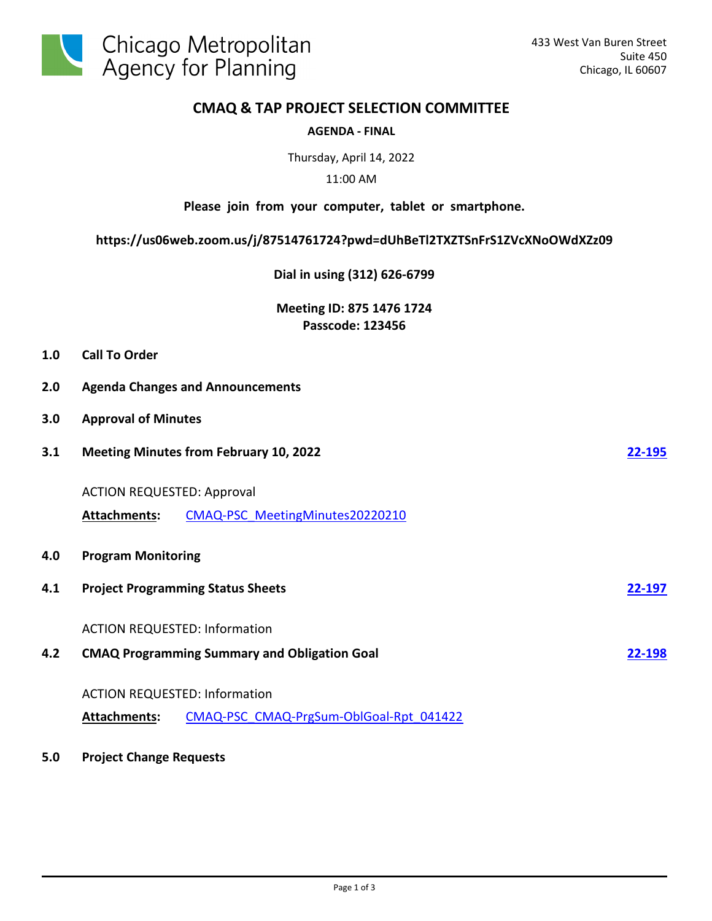Chicago Metropolitan Agency for Planning

433 West Van Buren Street
Suite 450
Chicago, IL 60607

# CMAQ & TAP PROJECT SELECTION COMMITTEE

**AGENDA - FINAL**

Thursday, April 14, 2022

11:00 AM

**Please join from your computer, tablet or smartphone.**

**https://us06web.zoom.us/j/87514761724?pwd=dUhBeTl2TXZTSnFrS1ZVcXNoOWdXZz09**

**Dial in using (312) 626-6799**

**Meeting ID: 875 1476 1724**
**Passcode: 123456**

**1.0 Call To Order**

**2.0 Agenda Changes and Announcements**

**3.0 Approval of Minutes**

**3.1 Meeting Minutes from February 10, 2022** — **22-195**

ACTION REQUESTED: Approval

**Attachments:** CMAQ-PSC_MeetingMinutes20220210

**4.0 Program Monitoring**

**4.1 Project Programming Status Sheets** — **22-197**

ACTION REQUESTED: Information

**4.2 CMAQ Programming Summary and Obligation Goal** — **22-198**

ACTION REQUESTED: Information

**Attachments:** CMAQ-PSC_CMAQ-PrgSum-OblGoal-Rpt_041422

**5.0 Project Change Requests**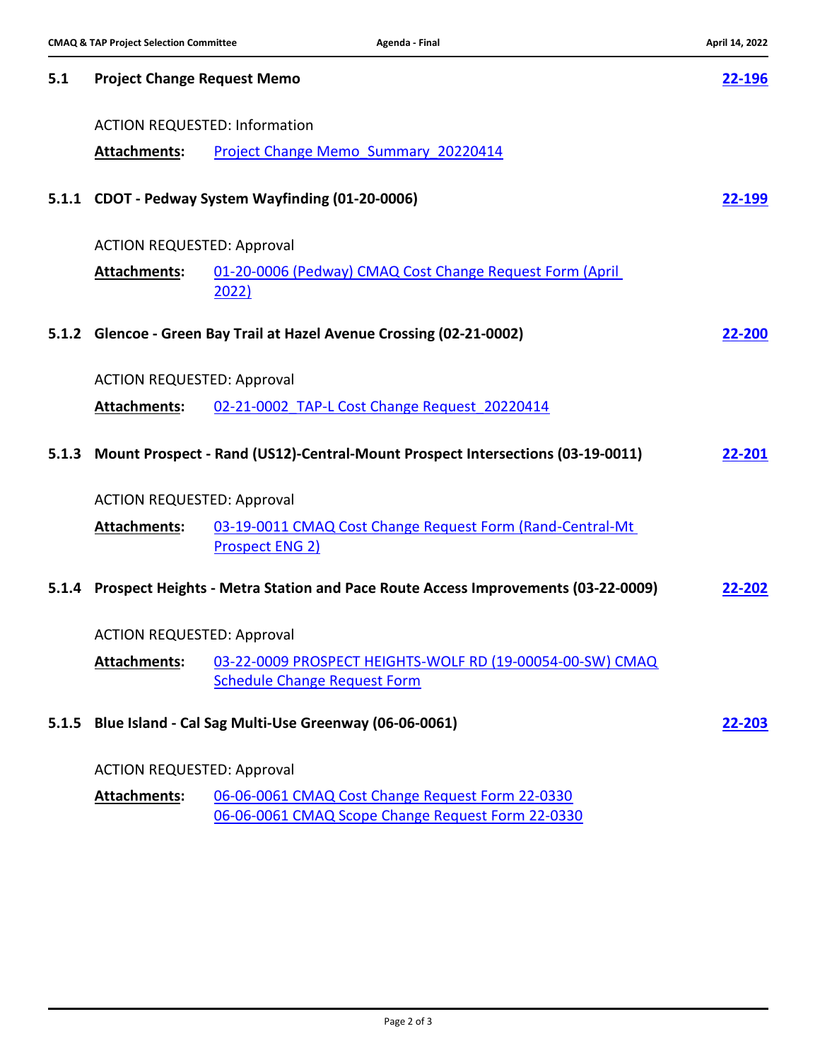## 5.1 Project Change Request Memo — 22-196

ACTION REQUESTED: Information

**Attachments:** Project Change Memo_Summary_20220414

### 5.1.1 CDOT - Pedway System Wayfinding (01-20-0006) — 22-199

ACTION REQUESTED: Approval

**Attachments:** 01-20-0006 (Pedway) CMAQ Cost Change Request Form (April 2022)

### 5.1.2 Glencoe - Green Bay Trail at Hazel Avenue Crossing (02-21-0002) — 22-200

ACTION REQUESTED: Approval

**Attachments:** 02-21-0002_TAP-L Cost Change Request_20220414

### 5.1.3 Mount Prospect - Rand (US12)-Central-Mount Prospect Intersections (03-19-0011) — 22-201

ACTION REQUESTED: Approval

**Attachments:** 03-19-0011 CMAQ Cost Change Request Form (Rand-Central-Mt Prospect ENG 2)

### 5.1.4 Prospect Heights - Metra Station and Pace Route Access Improvements (03-22-0009) — 22-202

ACTION REQUESTED: Approval

**Attachments:** 03-22-0009 PROSPECT HEIGHTS-WOLF RD (19-00054-00-SW) CMAQ Schedule Change Request Form

### 5.1.5 Blue Island - Cal Sag Multi-Use Greenway (06-06-0061) — 22-203

ACTION REQUESTED: Approval

**Attachments:** 06-06-0061 CMAQ Cost Change Request Form 22-0330
06-06-0061 CMAQ Scope Change Request Form 22-0330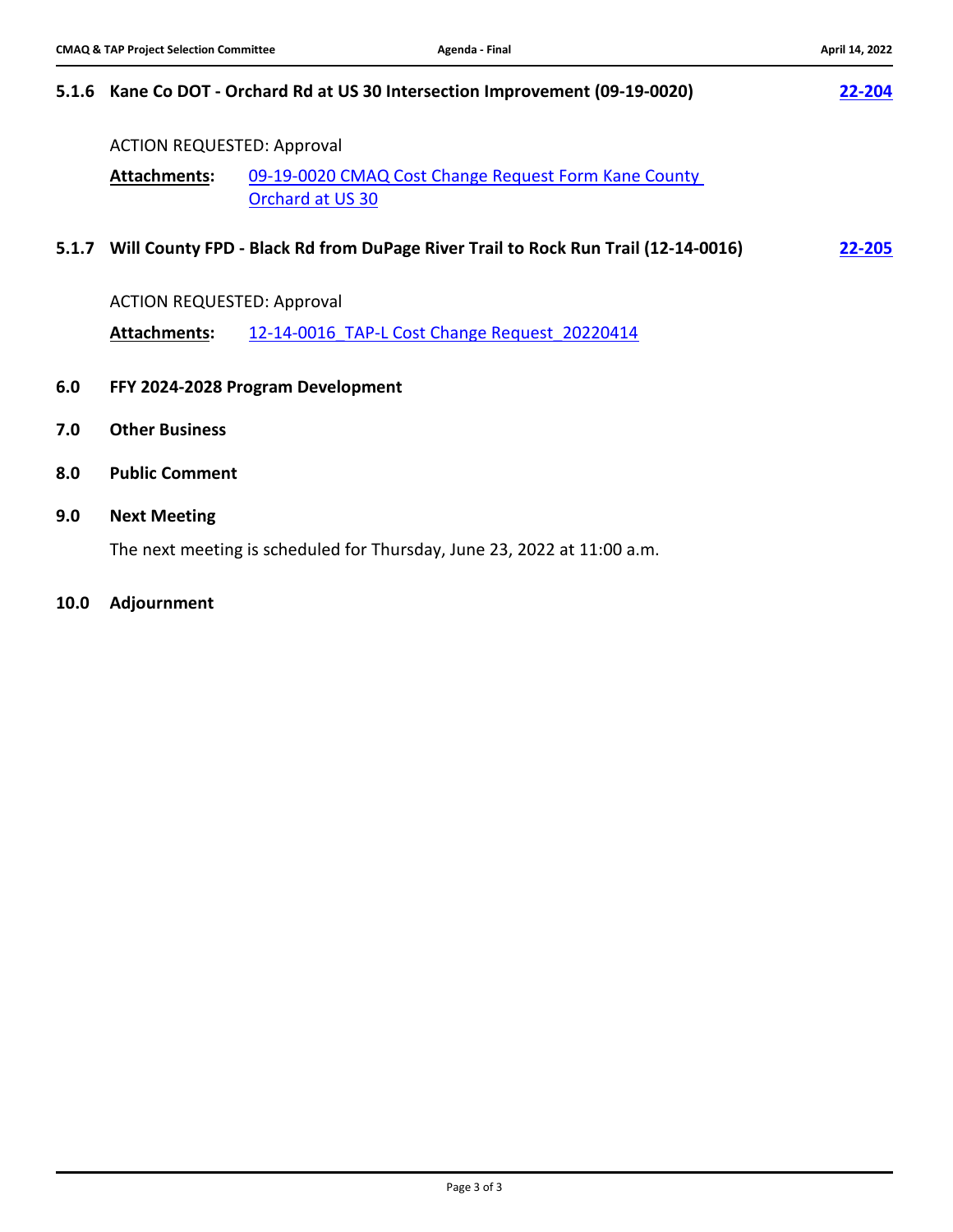### 5.1.6 Kane Co DOT - Orchard Rd at US 30 Intersection Improvement (09-19-0020) — 22-204

ACTION REQUESTED: Approval

**Attachments:** 09-19-0020 CMAQ Cost Change Request Form Kane County Orchard at US 30

### 5.1.7 Will County FPD - Black Rd from DuPage River Trail to Rock Run Trail (12-14-0016) — 22-205

ACTION REQUESTED: Approval

**Attachments:** 12-14-0016_TAP-L Cost Change Request_20220414

## 6.0 FFY 2024-2028 Program Development

## 7.0 Other Business

## 8.0 Public Comment

## 9.0 Next Meeting

The next meeting is scheduled for Thursday, June 23, 2022 at 11:00 a.m.

## 10.0 Adjournment